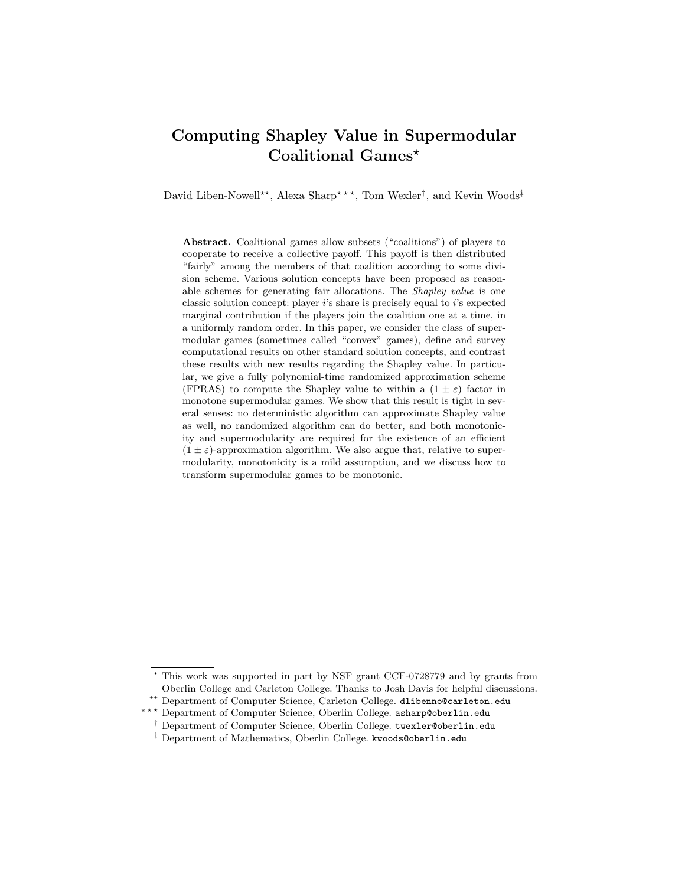# Computing Shapley Value in Supermodular Coalitional Games[⋆]

David Liben-Nowell[⋆⋆], Alexa Sharp[⋆⋆⋆], Tom Wexler[†], and Kevin Woods[‡]

**Abstract.** Coalitional games allow subsets ("coalitions") of players to cooperate to receive a collective payoff. This payoff is then distributed "fairly" among the members of that coalition according to some division scheme. Various solution concepts have been proposed as reasonable schemes for generating fair allocations. The *Shapley value* is one classic solution concept: player $i$'s share is precisely equal to $i$'s expected marginal contribution if the players join the coalition one at a time, in a uniformly random order. In this paper, we consider the class of supermodular games (sometimes called "convex" games), define and survey computational results on other standard solution concepts, and contrast these results with new results regarding the Shapley value. In particular, we give a fully polynomial-time randomized approximation scheme (FPRAS) to compute the Shapley value to within a $(1 \pm \varepsilon)$ factor in monotone supermodular games. We show that this result is tight in several senses: no deterministic algorithm can approximate Shapley value as well, no randomized algorithm can do better, and both monotonicity and supermodularity are required for the existence of an efficient $(1 \pm \varepsilon)$-approximation algorithm. We also argue that, relative to supermodularity, monotonicity is a mild assumption, and we discuss how to transform supermodular games to be monotonic.

---

[⋆] This work was supported in part by NSF grant CCF-0728779 and by grants from Oberlin College and Carleton College. Thanks to Josh Davis for helpful discussions.

[⋆⋆] Department of Computer Science, Carleton College. dlibenno@carleton.edu

[⋆⋆⋆] Department of Computer Science, Oberlin College. asharp@oberlin.edu

[†] Department of Computer Science, Oberlin College. twexler@oberlin.edu

[‡] Department of Mathematics, Oberlin College. kwoods@oberlin.edu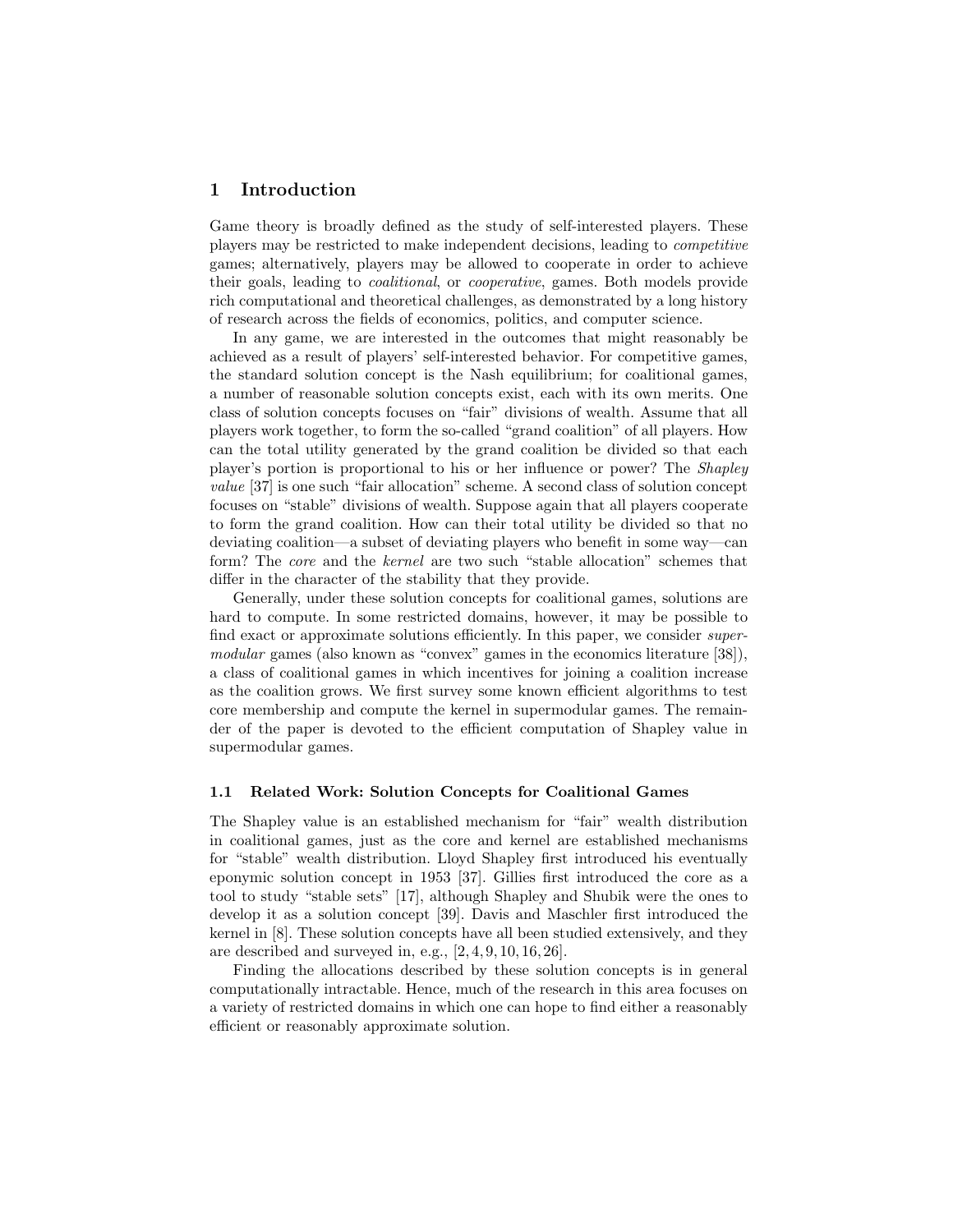## 1 Introduction

Game theory is broadly defined as the study of self-interested players. These players may be restricted to make independent decisions, leading to *competitive* games; alternatively, players may be allowed to cooperate in order to achieve their goals, leading to *coalitional*, or *cooperative*, games. Both models provide rich computational and theoretical challenges, as demonstrated by a long history of research across the fields of economics, politics, and computer science.

In any game, we are interested in the outcomes that might reasonably be achieved as a result of players' self-interested behavior. For competitive games, the standard solution concept is the Nash equilibrium; for coalitional games, a number of reasonable solution concepts exist, each with its own merits. One class of solution concepts focuses on "fair" divisions of wealth. Assume that all players work together, to form the so-called "grand coalition" of all players. How can the total utility generated by the grand coalition be divided so that each player's portion is proportional to his or her influence or power? The *Shapley value* [37] is one such "fair allocation" scheme. A second class of solution concept focuses on "stable" divisions of wealth. Suppose again that all players cooperate to form the grand coalition. How can their total utility be divided so that no deviating coalition—a subset of deviating players who benefit in some way—can form? The *core* and the *kernel* are two such "stable allocation" schemes that differ in the character of the stability that they provide.

Generally, under these solution concepts for coalitional games, solutions are hard to compute. In some restricted domains, however, it may be possible to find exact or approximate solutions efficiently. In this paper, we consider *supermodular* games (also known as "convex" games in the economics literature [38]), a class of coalitional games in which incentives for joining a coalition increase as the coalition grows. We first survey some known efficient algorithms to test core membership and compute the kernel in supermodular games. The remainder of the paper is devoted to the efficient computation of Shapley value in supermodular games.

### 1.1 Related Work: Solution Concepts for Coalitional Games

The Shapley value is an established mechanism for "fair" wealth distribution in coalitional games, just as the core and kernel are established mechanisms for "stable" wealth distribution. Lloyd Shapley first introduced his eventually eponymic solution concept in 1953 [37]. Gillies first introduced the core as a tool to study "stable sets" [17], although Shapley and Shubik were the ones to develop it as a solution concept [39]. Davis and Maschler first introduced the kernel in [8]. These solution concepts have all been studied extensively, and they are described and surveyed in, e.g., [2, 4, 9, 10, 16, 26].

Finding the allocations described by these solution concepts is in general computationally intractable. Hence, much of the research in this area focuses on a variety of restricted domains in which one can hope to find either a reasonably efficient or reasonably approximate solution.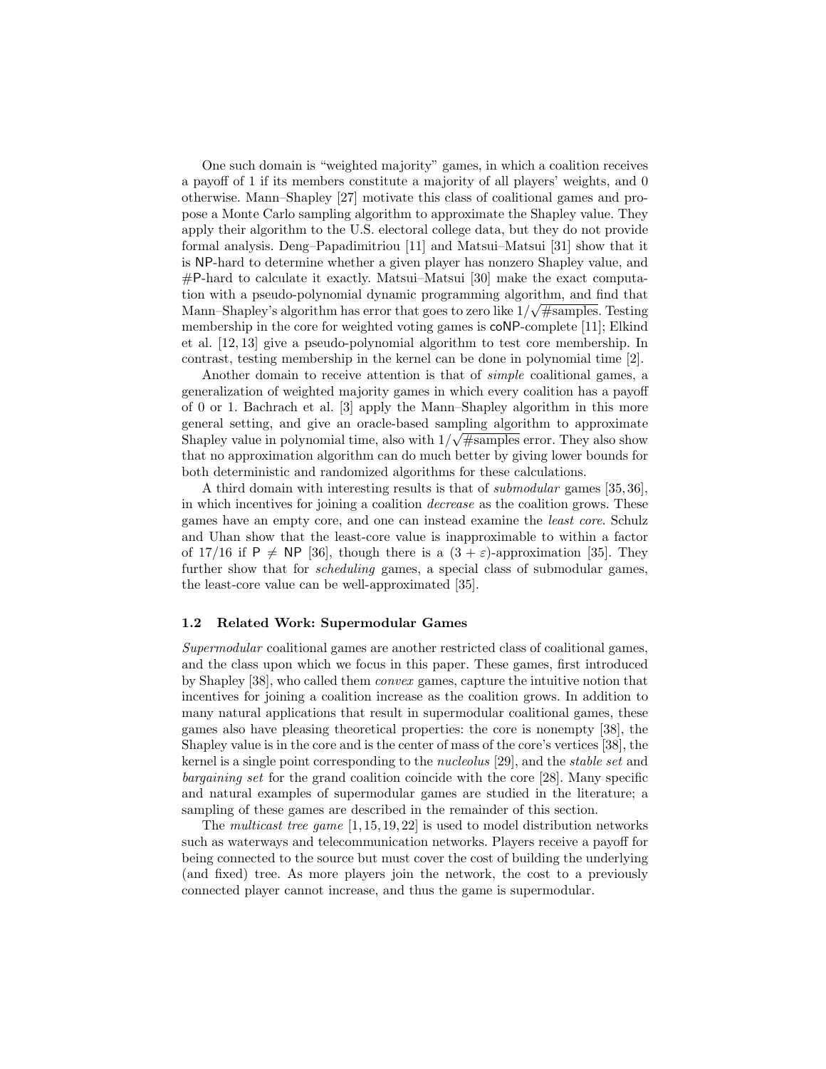One such domain is "weighted majority" games, in which a coalition receives a payoff of 1 if its members constitute a majority of all players' weights, and 0 otherwise. Mann–Shapley [27] motivate this class of coalitional games and propose a Monte Carlo sampling algorithm to approximate the Shapley value. They apply their algorithm to the U.S. electoral college data, but they do not provide formal analysis. Deng–Papadimitriou [11] and Matsui–Matsui [31] show that it is NP-hard to determine whether a given player has nonzero Shapley value, and #P-hard to calculate it exactly. Matsui–Matsui [30] make the exact computation with a pseudo-polynomial dynamic programming algorithm, and find that Mann–Shapley's algorithm has error that goes to zero like $1/\sqrt{\#\text{samples}}$. Testing membership in the core for weighted voting games is coNP-complete [11]; Elkind et al. [12, 13] give a pseudo-polynomial algorithm to test core membership. In contrast, testing membership in the kernel can be done in polynomial time [2].

Another domain to receive attention is that of *simple* coalitional games, a generalization of weighted majority games in which every coalition has a payoff of 0 or 1. Bachrach et al. [3] apply the Mann–Shapley algorithm in this more general setting, and give an oracle-based sampling algorithm to approximate Shapley value in polynomial time, also with $1/\sqrt{\#\text{samples}}$ error. They also show that no approximation algorithm can do much better by giving lower bounds for both deterministic and randomized algorithms for these calculations.

A third domain with interesting results is that of *submodular* games [35, 36], in which incentives for joining a coalition *decrease* as the coalition grows. These games have an empty core, and one can instead examine the *least core*. Schulz and Uhan show that the least-core value is inapproximable to within a factor of 17/16 if $\mathsf{P} \neq \mathsf{NP}$ [36], though there is a $(3 + \varepsilon)$-approximation [35]. They further show that for *scheduling* games, a special class of submodular games, the least-core value can be well-approximated [35].

### 1.2 Related Work: Supermodular Games

*Supermodular* coalitional games are another restricted class of coalitional games, and the class upon which we focus in this paper. These games, first introduced by Shapley [38], who called them *convex* games, capture the intuitive notion that incentives for joining a coalition increase as the coalition grows. In addition to many natural applications that result in supermodular coalitional games, these games also have pleasing theoretical properties: the core is nonempty [38], the Shapley value is in the core and is the center of mass of the core's vertices [38], the kernel is a single point corresponding to the *nucleolus* [29], and the *stable set* and *bargaining set* for the grand coalition coincide with the core [28]. Many specific and natural examples of supermodular games are studied in the literature; a sampling of these games are described in the remainder of this section.

The *multicast tree game* [1, 15, 19, 22] is used to model distribution networks such as waterways and telecommunication networks. Players receive a payoff for being connected to the source but must cover the cost of building the underlying (and fixed) tree. As more players join the network, the cost to a previously connected player cannot increase, and thus the game is supermodular.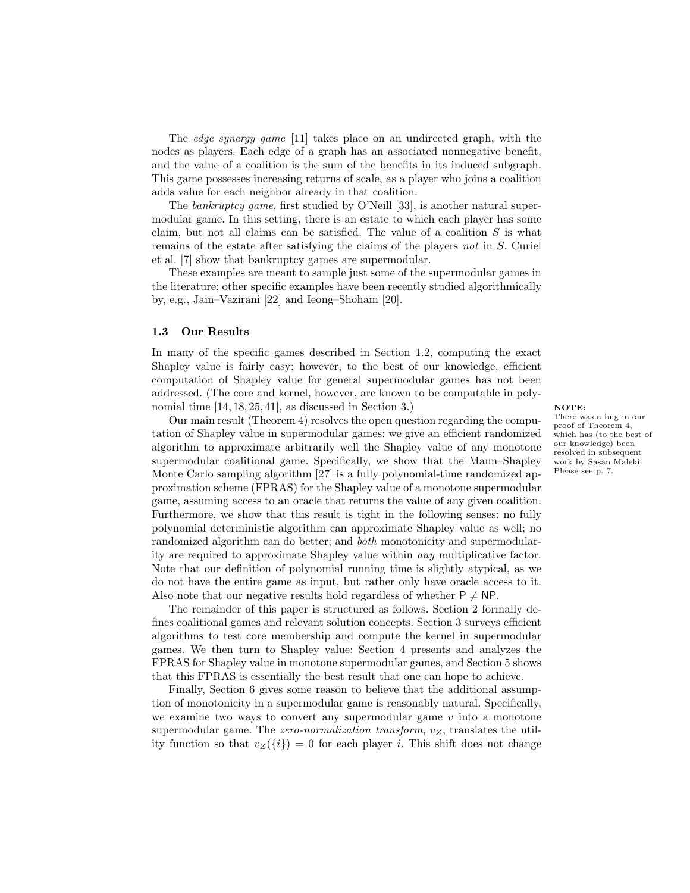The *edge synergy game* [11] takes place on an undirected graph, with the nodes as players. Each edge of a graph has an associated nonnegative benefit, and the value of a coalition is the sum of the benefits in its induced subgraph. This game possesses increasing returns of scale, as a player who joins a coalition adds value for each neighbor already in that coalition.

The *bankruptcy game*, first studied by O'Neill [33], is another natural supermodular game. In this setting, there is an estate to which each player has some claim, but not all claims can be satisfied. The value of a coalition $S$ is what remains of the estate after satisfying the claims of the players *not* in $S$. Curiel et al. [7] show that bankruptcy games are supermodular.

These examples are meant to sample just some of the supermodular games in the literature; other specific examples have been recently studied algorithmically by, e.g., Jain–Vazirani [22] and Ieong–Shoham [20].

### 1.3 Our Results

In many of the specific games described in Section 1.2, computing the exact Shapley value is fairly easy; however, to the best of our knowledge, efficient computation of Shapley value for general supermodular games has not been addressed. (The core and kernel, however, are known to be computable in polynomial time [14, 18, 25, 41], as discussed in Section 3.)

Our main result (Theorem 4) resolves the open question regarding the computation of Shapley value in supermodular games: we give an efficient randomized algorithm to approximate arbitrarily well the Shapley value of any monotone supermodular coalitional game. Specifically, we show that the Mann–Shapley Monte Carlo sampling algorithm [27] is a fully polynomial-time randomized approximation scheme (FPRAS) for the Shapley value of a monotone supermodular game, assuming access to an oracle that returns the value of any given coalition. Furthermore, we show that this result is tight in the following senses: no fully polynomial deterministic algorithm can approximate Shapley value as well; no randomized algorithm can do better; and *both* monotonicity and supermodularity are required to approximate Shapley value within *any* multiplicative factor. Note that our definition of polynomial running time is slightly atypical, as we do not have the entire game as input, but rather only have oracle access to it. Also note that our negative results hold regardless of whether $\mathsf{P} \neq \mathsf{NP}$.

**NOTE:** There was a bug in our proof of Theorem 4, which has (to the best of our knowledge) been resolved in subsequent work by Sasan Maleki. Please see p. 7.

The remainder of this paper is structured as follows. Section 2 formally defines coalitional games and relevant solution concepts. Section 3 surveys efficient algorithms to test core membership and compute the kernel in supermodular games. We then turn to Shapley value: Section 4 presents and analyzes the FPRAS for Shapley value in monotone supermodular games, and Section 5 shows that this FPRAS is essentially the best result that one can hope to achieve.

Finally, Section 6 gives some reason to believe that the additional assumption of monotonicity in a supermodular game is reasonably natural. Specifically, we examine two ways to convert any supermodular game $v$ into a monotone supermodular game. The *zero-normalization transform*, $v_Z$, translates the utility function so that $v_Z(\{i\}) = 0$ for each player $i$. This shift does not change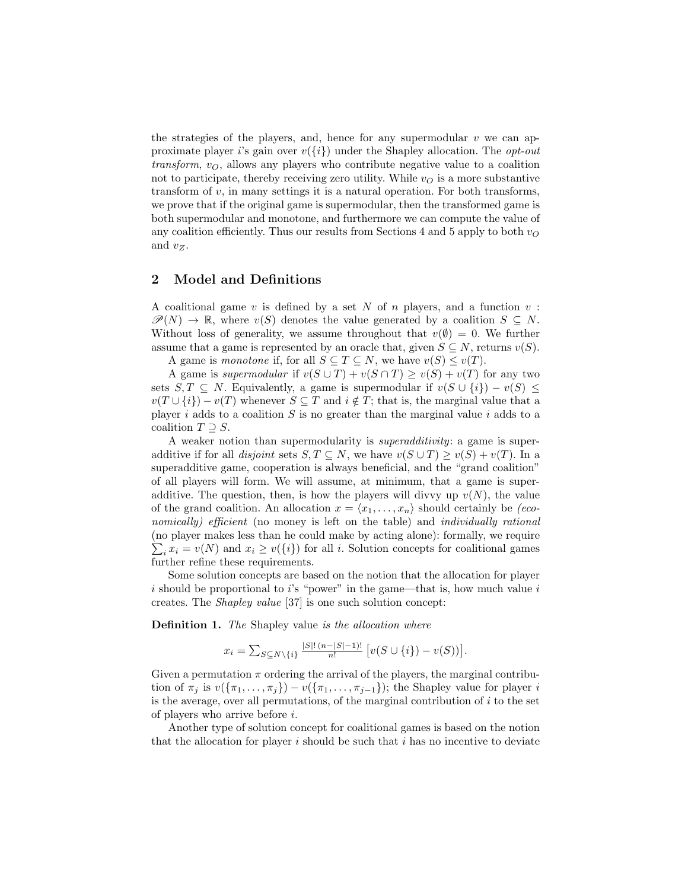the strategies of the players, and, hence for any supermodular $v$ we can approximate player $i$'s gain over $v(\{i\})$ under the Shapley allocation. The *opt-out transform*, $v_O$, allows any players who contribute negative value to a coalition not to participate, thereby receiving zero utility. While $v_O$ is a more substantive transform of $v$, in many settings it is a natural operation. For both transforms, we prove that if the original game is supermodular, then the transformed game is both supermodular and monotone, and furthermore we can compute the value of any coalition efficiently. Thus our results from Sections 4 and 5 apply to both $v_O$ and $v_Z$.

## 2 Model and Definitions

A coalitional game $v$ is defined by a set $N$ of $n$ players, and a function $v : \mathscr{P}(N) \to \mathbb{R}$, where $v(S)$ denotes the value generated by a coalition $S \subseteq N$. Without loss of generality, we assume throughout that $v(\emptyset) = 0$. We further assume that a game is represented by an oracle that, given $S \subseteq N$, returns $v(S)$.

A game is *monotone* if, for all $S \subseteq T \subseteq N$, we have $v(S) \leq v(T)$.

A game is *supermodular* if $v(S \cup T) + v(S \cap T) \geq v(S) + v(T)$ for any two sets $S, T \subseteq N$. Equivalently, a game is supermodular if $v(S \cup \{i\}) - v(S) \leq v(T \cup \{i\}) - v(T)$ whenever $S \subseteq T$ and $i \notin T$; that is, the marginal value that a player $i$ adds to a coalition $S$ is no greater than the marginal value $i$ adds to a coalition $T \supseteq S$.

A weaker notion than supermodularity is *superadditivity*: a game is superadditive if for all *disjoint* sets $S, T \subseteq N$, we have $v(S \cup T) \geq v(S) + v(T)$. In a superadditive game, cooperation is always beneficial, and the "grand coalition" of all players will form. We will assume, at minimum, that a game is superadditive. The question, then, is how the players will divvy up $v(N)$, the value of the grand coalition. An allocation $x = \langle x_1, \ldots, x_n \rangle$ should certainly be *(economically) efficient* (no money is left on the table) and *individually rational* (no player makes less than he could make by acting alone): formally, we require $\sum_i x_i = v(N)$ and $x_i \geq v(\{i\})$ for all $i$. Solution concepts for coalitional games further refine these requirements.

Some solution concepts are based on the notion that the allocation for player $i$ should be proportional to $i$'s "power" in the game—that is, how much value $i$ creates. The *Shapley value* [37] is one such solution concept:

**Definition 1.** *The* Shapley value *is the allocation where*

$$x_i = \sum_{S \subseteq N \setminus \{i\}} \tfrac{|S|!\,(n-|S|-1)!}{n!} \left[ v(S \cup \{i\}) - v(S) \right].$$

Given a permutation $\pi$ ordering the arrival of the players, the marginal contribution of $\pi_j$ is $v(\{\pi_1, \ldots, \pi_j\}) - v(\{\pi_1, \ldots, \pi_{j-1}\})$; the Shapley value for player $i$ is the average, over all permutations, of the marginal contribution of $i$ to the set of players who arrive before $i$.

Another type of solution concept for coalitional games is based on the notion that the allocation for player $i$ should be such that $i$ has no incentive to deviate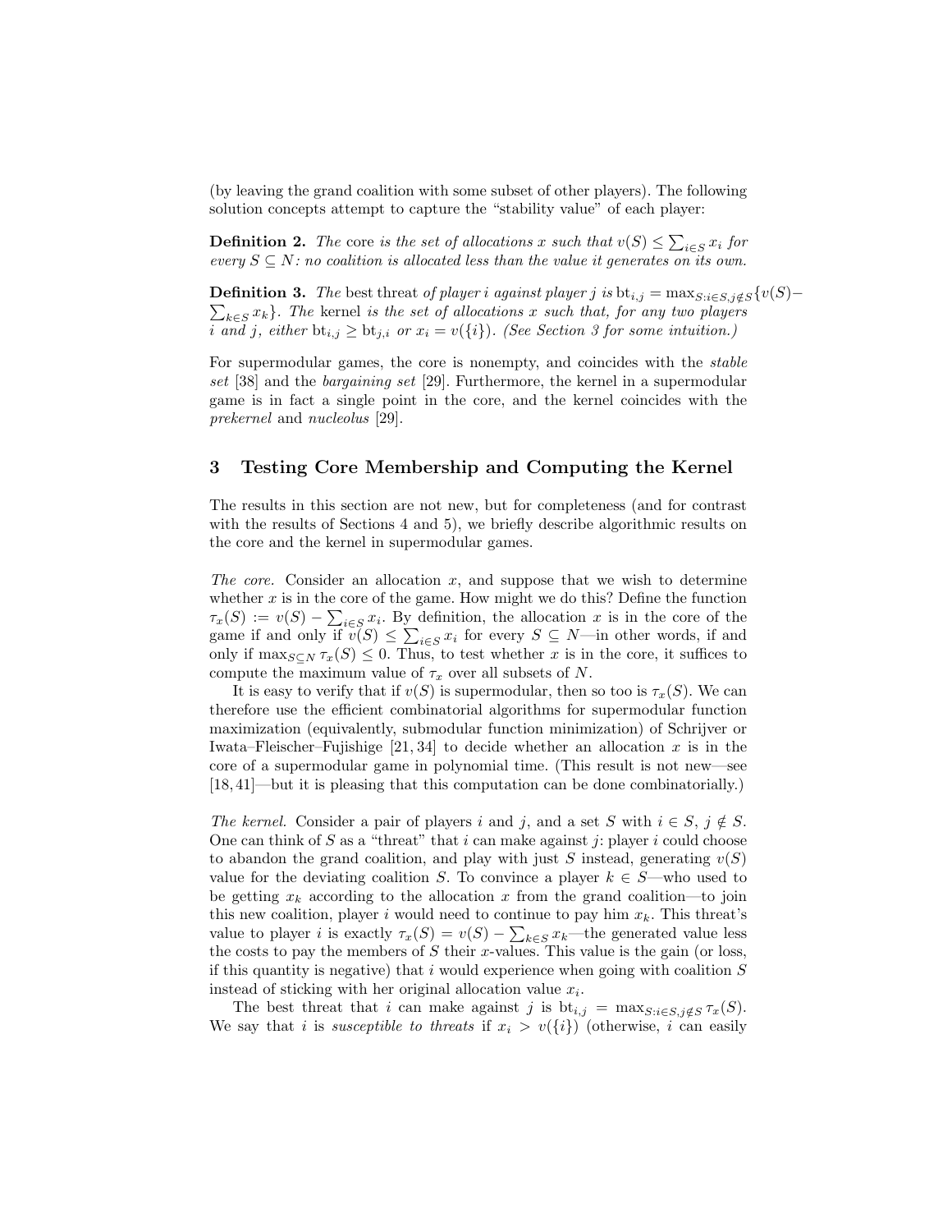(by leaving the grand coalition with some subset of other players). The following solution concepts attempt to capture the "stability value" of each player:

**Definition 2.** *The* core *is the set of allocations $x$ such that $v(S) \leq \sum_{i \in S} x_i$ for every $S \subseteq N$: no coalition is allocated less than the value it generates on its own.*

**Definition 3.** *The* best threat *of player $i$ against player $j$ is $\mathrm{bt}_{i,j} = \max_{S : i \in S, j \notin S} \{v(S) - \sum_{k \in S} x_k\}$. The* kernel *is the set of allocations $x$ such that, for any two players $i$ and $j$, either $\mathrm{bt}_{i,j} \geq \mathrm{bt}_{j,i}$ or $x_i = v(\{i\})$. (See Section 3 for some intuition.)*

For supermodular games, the core is nonempty, and coincides with the *stable set* [38] and the *bargaining set* [29]. Furthermore, the kernel in a supermodular game is in fact a single point in the core, and the kernel coincides with the *prekernel* and *nucleolus* [29].

## 3 Testing Core Membership and Computing the Kernel

The results in this section are not new, but for completeness (and for contrast with the results of Sections 4 and 5), we briefly describe algorithmic results on the core and the kernel in supermodular games.

*The core.* Consider an allocation $x$, and suppose that we wish to determine whether $x$ is in the core of the game. How might we do this? Define the function $\tau_x(S) := v(S) - \sum_{i \in S} x_i$. By definition, the allocation $x$ is in the core of the game if and only if $v(S) \leq \sum_{i \in S} x_i$ for every $S \subseteq N$—in other words, if and only if $\max_{S \subseteq N} \tau_x(S) \leq 0$. Thus, to test whether $x$ is in the core, it suffices to compute the maximum value of $\tau_x$ over all subsets of $N$.

It is easy to verify that if $v(S)$ is supermodular, then so too is $\tau_x(S)$. We can therefore use the efficient combinatorial algorithms for supermodular function maximization (equivalently, submodular function minimization) of Schrijver or Iwata–Fleischer–Fujishige [21, 34] to decide whether an allocation $x$ is in the core of a supermodular game in polynomial time. (This result is not new—see [18, 41]—but it is pleasing that this computation can be done combinatorially.)

*The kernel.* Consider a pair of players $i$ and $j$, and a set $S$ with $i \in S$, $j \notin S$. One can think of $S$ as a "threat" that $i$ can make against $j$: player $i$ could choose to abandon the grand coalition, and play with just $S$ instead, generating $v(S)$ value for the deviating coalition $S$. To convince a player $k \in S$—who used to be getting $x_k$ according to the allocation $x$ from the grand coalition—to join this new coalition, player $i$ would need to continue to pay him $x_k$. This threat's value to player $i$ is exactly $\tau_x(S) = v(S) - \sum_{k \in S} x_k$—the generated value less the costs to pay the members of $S$ their $x$-values. This value is the gain (or loss, if this quantity is negative) that $i$ would experience when going with coalition $S$ instead of sticking with her original allocation value $x_i$.

The best threat that $i$ can make against $j$ is $\mathrm{bt}_{i,j} = \max_{S : i \in S, j \notin S} \tau_x(S)$. We say that $i$ is *susceptible to threats* if $x_i > v(\{i\})$ (otherwise, $i$ can easily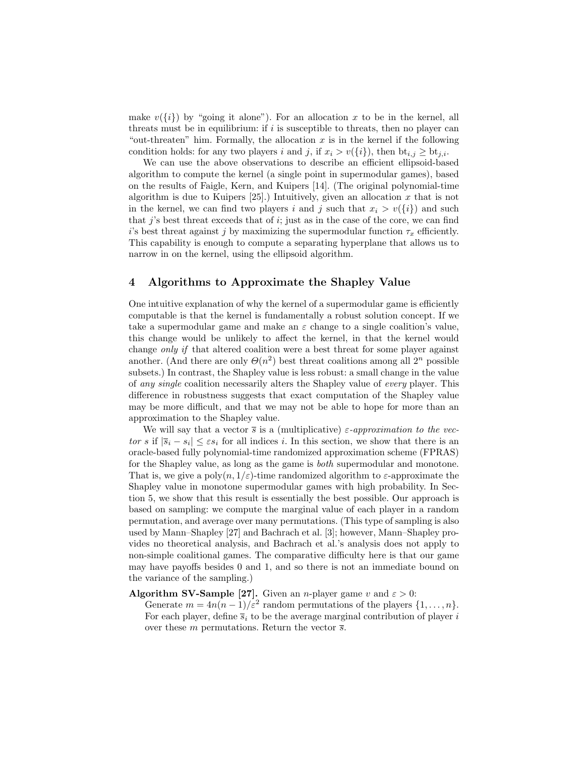make $v(\{i\})$ by "going it alone"). For an allocation $x$ to be in the kernel, all threats must be in equilibrium: if $i$ is susceptible to threats, then no player can "out-threaten" him. Formally, the allocation $x$ is in the kernel if the following condition holds: for any two players $i$ and $j$, if $x_i > v(\{i\})$, then $\text{bt}_{i,j} \geq \text{bt}_{j,i}$.

We can use the above observations to describe an efficient ellipsoid-based algorithm to compute the kernel (a single point in supermodular games), based on the results of Faigle, Kern, and Kuipers [14]. (The original polynomial-time algorithm is due to Kuipers [25].) Intuitively, given an allocation $x$ that is not in the kernel, we can find two players $i$ and $j$ such that $x_i > v(\{i\})$ and such that $j$'s best threat exceeds that of $i$; just as in the case of the core, we can find $i$'s best threat against $j$ by maximizing the supermodular function $\tau_x$ efficiently. This capability is enough to compute a separating hyperplane that allows us to narrow in on the kernel, using the ellipsoid algorithm.

## 4 Algorithms to Approximate the Shapley Value

One intuitive explanation of why the kernel of a supermodular game is efficiently computable is that the kernel is fundamentally a robust solution concept. If we take a supermodular game and make an $\varepsilon$ change to a single coalition's value, this change would be unlikely to affect the kernel, in that the kernel would change *only if* that altered coalition were a best threat for some player against another. (And there are only $\Theta(n^2)$ best threat coalitions among all $2^n$ possible subsets.) In contrast, the Shapley value is less robust: a small change in the value of *any single* coalition necessarily alters the Shapley value of *every* player. This difference in robustness suggests that exact computation of the Shapley value may be more difficult, and that we may not be able to hope for more than an approximation to the Shapley value.

We will say that a vector $\overline{s}$ is a (multiplicative) *$\varepsilon$-approximation to the vector $s$* if $|\overline{s}_i - s_i| \leq \varepsilon s_i$ for all indices $i$. In this section, we show that there is an oracle-based fully polynomial-time randomized approximation scheme (FPRAS) for the Shapley value, as long as the game is *both* supermodular and monotone. That is, we give a $\text{poly}(n, 1/\varepsilon)$-time randomized algorithm to $\varepsilon$-approximate the Shapley value in monotone supermodular games with high probability. In Section 5, we show that this result is essentially the best possible. Our approach is based on sampling: we compute the marginal value of each player in a random permutation, and average over many permutations. (This type of sampling is also used by Mann–Shapley [27] and Bachrach et al. [3]; however, Mann–Shapley provides no theoretical analysis, and Bachrach et al.'s analysis does not apply to non-simple coalitional games. The comparative difficulty here is that our game may have payoffs besides 0 and 1, and so there is not an immediate bound on the variance of the sampling.)

**Algorithm SV-Sample [27].** Given an $n$-player game $v$ and $\varepsilon > 0$:
Generate $m = 4n(n-1)/\varepsilon^2$ random permutations of the players $\{1, \ldots, n\}$. For each player, define $\overline{s}_i$ to be the average marginal contribution of player $i$ over these $m$ permutations. Return the vector $\overline{s}$.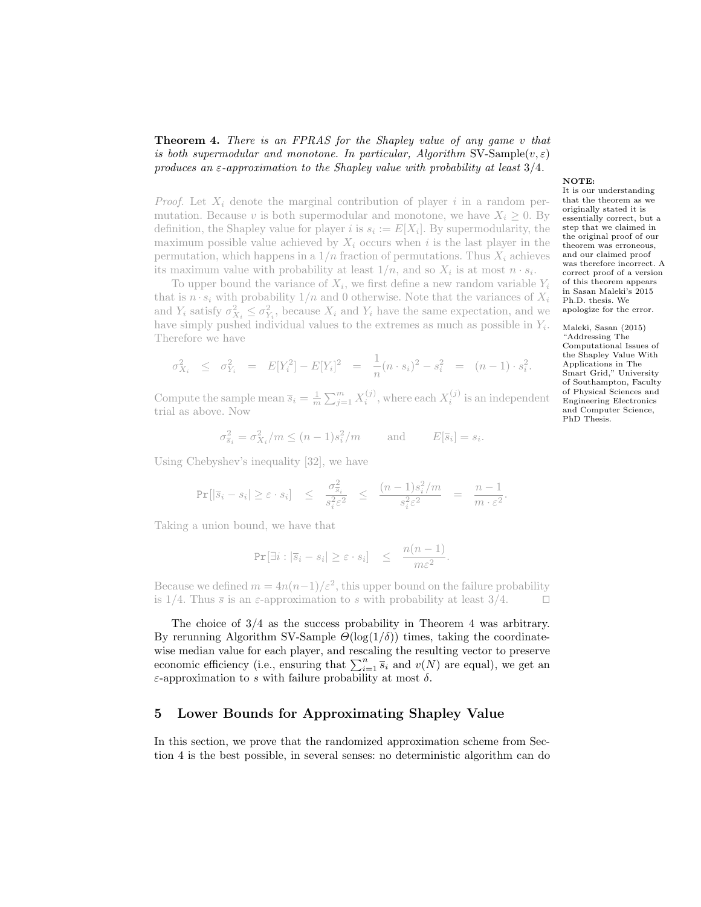**Theorem 4.** *There is an FPRAS for the Shapley value of any game $v$ that is both supermodular and monotone. In particular, Algorithm* SV-Sample$(v, \varepsilon)$ *produces an $\varepsilon$-approximation to the Shapley value with probability at least $3/4$.*

*Proof.* Let $X_i$ denote the marginal contribution of player $i$ in a random permutation. Because $v$ is both supermodular and monotone, we have $X_i \geq 0$. By definition, the Shapley value for player $i$ is $s_i := E[X_i]$. By supermodularity, the maximum possible value achieved by $X_i$ occurs when $i$ is the last player in the permutation, which happens in a $1/n$ fraction of permutations. Thus $X_i$ achieves its maximum value with probability at least $1/n$, and so $X_i$ is at most $n \cdot s_i$.

To upper bound the variance of $X_i$, we first define a new random variable $Y_i$ that is $n \cdot s_i$ with probability $1/n$ and 0 otherwise. Note that the variances of $X_i$ and $Y_i$ satisfy $\sigma^2_{X_i} \leq \sigma^2_{Y_i}$, because $X_i$ and $Y_i$ have the same expectation, and we have simply pushed individual values to the extremes as much as possible in $Y_i$. Therefore we have

$$\sigma^2_{X_i} \quad \leq \quad \sigma^2_{Y_i} \quad = \quad E[Y_i^2] - E[Y_i]^2 \quad = \quad \frac{1}{n}(n \cdot s_i)^2 - s_i^2 \quad = \quad (n-1) \cdot s_i^2.$$

Compute the sample mean $\overline{s}_i = \frac{1}{m}\sum_{j=1}^{m} X_i^{(j)}$, where each $X_i^{(j)}$ is an independent trial as above. Now

$$\sigma^2_{\overline{s}_i} = \sigma^2_{X_i}/m \leq (n-1)s_i^2/m \qquad \text{and} \qquad E[\overline{s}_i] = s_i.$$

Using Chebyshev's inequality [32], we have

$$\texttt{Pr}[|\overline{s}_i - s_i| \geq \varepsilon \cdot s_i] \quad \leq \quad \frac{\sigma^2_{\overline{s}_i}}{s_i^2 \varepsilon^2} \quad \leq \quad \frac{(n-1)s_i^2/m}{s_i^2\varepsilon^2} \quad = \quad \frac{n-1}{m \cdot \varepsilon^2}.$$

Taking a union bound, we have that

$$\texttt{Pr}[\exists i : |\overline{s}_i - s_i| \geq \varepsilon \cdot s_i] \quad \leq \quad \frac{n(n-1)}{m\varepsilon^2}.$$

Because we defined $m = 4n(n-1)/\varepsilon^2$, this upper bound on the failure probability is $1/4$. Thus $\overline{s}$ is an $\varepsilon$-approximation to $s$ with probability at least $3/4$. □

**NOTE:** It is our understanding that the theorem as we originally stated it is essentially correct, but a step that we claimed in the original proof of our theorem was erroneous, and our claimed proof was therefore incorrect. A correct proof of a version of this theorem appears in Sasan Maleki's 2015 Ph.D. thesis. We apologize for the error.

Maleki, Sasan (2015) "Addressing The Computational Issues of the Shapley Value With Applications in The Smart Grid," University of Southampton, Faculty of Physical Sciences and Engineering Electronics and Computer Science, PhD Thesis.

The choice of $3/4$ as the success probability in Theorem 4 was arbitrary. By rerunning Algorithm SV-Sample $\Theta(\log(1/\delta))$ times, taking the coordinate-wise median value for each player, and rescaling the resulting vector to preserve economic efficiency (i.e., ensuring that $\sum_{i=1}^{n} \overline{s}_i$ and $v(N)$ are equal), we get an $\varepsilon$-approximation to $s$ with failure probability at most $\delta$.

## 5 Lower Bounds for Approximating Shapley Value

In this section, we prove that the randomized approximation scheme from Section 4 is the best possible, in several senses: no deterministic algorithm can do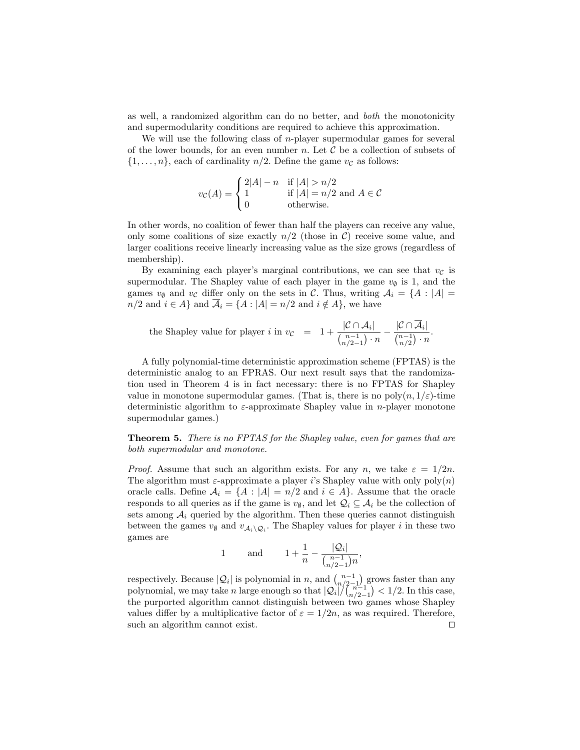as well, a randomized algorithm can do no better, and *both* the monotonicity and supermodularity conditions are required to achieve this approximation.

We will use the following class of $n$-player supermodular games for several of the lower bounds, for an even number $n$. Let $\mathcal{C}$ be a collection of subsets of $\{1, \ldots, n\}$, each of cardinality $n/2$. Define the game $v_{\mathcal{C}}$ as follows:

$$v_{\mathcal{C}}(A) = \begin{cases} 2|A| - n & \text{if } |A| > n/2 \\ 1 & \text{if } |A| = n/2 \text{ and } A \in \mathcal{C} \\ 0 & \text{otherwise.} \end{cases}$$

In other words, no coalition of fewer than half the players can receive any value, only some coalitions of size exactly $n/2$ (those in $\mathcal{C}$) receive some value, and larger coalitions receive linearly increasing value as the size grows (regardless of membership).

By examining each player's marginal contributions, we can see that $v_{\mathcal{C}}$ is supermodular. The Shapley value of each player in the game $v_{\emptyset}$ is 1, and the games $v_{\emptyset}$ and $v_{\mathcal{C}}$ differ only on the sets in $\mathcal{C}$. Thus, writing $\mathcal{A}_i = \{A : |A| = n/2 \text{ and } i \in A\}$ and $\overline{\mathcal{A}}_i = \{A : |A| = n/2 \text{ and } i \notin A\}$, we have

$$\text{the Shapley value for player } i \text{ in } v_{\mathcal{C}} \quad = \quad 1 + \frac{|\mathcal{C} \cap \mathcal{A}_i|}{\binom{n-1}{n/2-1} \cdot n} - \frac{|\mathcal{C} \cap \overline{\mathcal{A}}_i|}{\binom{n-1}{n/2} \cdot n}.$$

A fully polynomial-time deterministic approximation scheme (FPTAS) is the deterministic analog to an FPRAS. Our next result says that the randomization used in Theorem 4 is in fact necessary: there is no FPTAS for Shapley value in monotone supermodular games. (That is, there is no poly$(n, 1/\varepsilon)$-time deterministic algorithm to $\varepsilon$-approximate Shapley value in $n$-player monotone supermodular games.)

**Theorem 5.** *There is no FPTAS for the Shapley value, even for games that are both supermodular and monotone.*

*Proof.* Assume that such an algorithm exists. For any $n$, we take $\varepsilon = 1/2n$. The algorithm must $\varepsilon$-approximate a player $i$'s Shapley value with only poly$(n)$ oracle calls. Define $\mathcal{A}_i = \{A : |A| = n/2 \text{ and } i \in A\}$. Assume that the oracle responds to all queries as if the game is $v_{\emptyset}$, and let $\mathcal{Q}_i \subseteq \mathcal{A}_i$ be the collection of sets among $\mathcal{A}_i$ queried by the algorithm. Then these queries cannot distinguish between the games $v_{\emptyset}$ and $v_{\mathcal{A}_i \setminus \mathcal{Q}_i}$. The Shapley values for player $i$ in these two games are

$$1 \qquad \text{and} \qquad 1 + \frac{1}{n} - \frac{|\mathcal{Q}_i|}{\binom{n-1}{n/2-1} n},$$

respectively. Because $|\mathcal{Q}_i|$ is polynomial in $n$, and $\binom{n-1}{n/2-1}$ grows faster than any polynomial, we may take $n$ large enough so that $|\mathcal{Q}_i|/\binom{n-1}{n/2-1} < 1/2$. In this case, the purported algorithm cannot distinguish between two games whose Shapley values differ by a multiplicative factor of $\varepsilon = 1/2n$, as was required. Therefore, such an algorithm cannot exist. □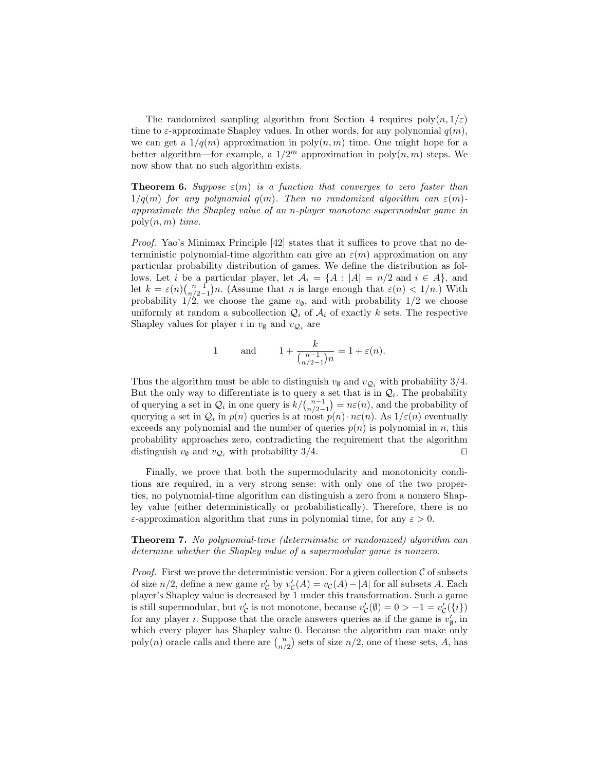The randomized sampling algorithm from Section 4 requires $\text{poly}(n, 1/\varepsilon)$ time to $\varepsilon$-approximate Shapley values. In other words, for any polynomial $q(m)$, we can get a $1/q(m)$ approximation in $\text{poly}(n, m)$ time. One might hope for a better algorithm—for example, a $1/2^m$ approximation in $\text{poly}(n, m)$ steps. We now show that no such algorithm exists.

**Theorem 6.** *Suppose $\varepsilon(m)$ is a function that converges to zero faster than $1/q(m)$ for any polynomial $q(m)$. Then no randomized algorithm can $\varepsilon(m)$-approximate the Shapley value of an $n$-player monotone supermodular game in $\text{poly}(n, m)$ time.*

*Proof.* Yao's Minimax Principle [42] states that it suffices to prove that no deterministic polynomial-time algorithm can give an $\varepsilon(m)$ approximation on any particular probability distribution of games. We define the distribution as follows. Let $i$ be a particular player, let $\mathcal{A}_i = \{A : |A| = n/2 \text{ and } i \in A\}$, and let $k = \varepsilon(n)\binom{n-1}{n/2-1}n$. (Assume that $n$ is large enough that $\varepsilon(n) < 1/n$.) With probability $1/2$, we choose the game $v_\emptyset$, and with probability $1/2$ we choose uniformly at random a subcollection $\mathcal{Q}_i$ of $\mathcal{A}_i$ of exactly $k$ sets. The respective Shapley values for player $i$ in $v_\emptyset$ and $v_{\mathcal{Q}_i}$ are

$$1 \qquad \text{and} \qquad 1 + \frac{k}{\binom{n-1}{n/2-1}n} = 1 + \varepsilon(n).$$

Thus the algorithm must be able to distinguish $v_\emptyset$ and $v_{\mathcal{Q}_i}$ with probability $3/4$. But the only way to differentiate is to query a set that is in $\mathcal{Q}_i$. The probability of querying a set in $\mathcal{Q}_i$ in one query is $k/\binom{n-1}{n/2-1} = n\varepsilon(n)$, and the probability of querying a set in $\mathcal{Q}_i$ in $p(n)$ queries is at most $p(n) \cdot n\varepsilon(n)$. As $1/\varepsilon(n)$ eventually exceeds any polynomial and the number of queries $p(n)$ is polynomial in $n$, this probability approaches zero, contradicting the requirement that the algorithm distinguish $v_\emptyset$ and $v_{\mathcal{Q}_i}$ with probability $3/4$. $\square$

Finally, we prove that both the supermodularity and monotonicity conditions are required, in a very strong sense: with only one of the two properties, no polynomial-time algorithm can distinguish a zero from a nonzero Shapley value (either deterministically or probabilistically). Therefore, there is no $\varepsilon$-approximation algorithm that runs in polynomial time, for any $\varepsilon > 0$.

**Theorem 7.** *No polynomial-time (deterministic or randomized) algorithm can determine whether the Shapley value of a supermodular game is nonzero.*

*Proof.* First we prove the deterministic version. For a given collection $\mathcal{C}$ of subsets of size $n/2$, define a new game $v'_\mathcal{C}$ by $v'_\mathcal{C}(A) = v_\mathcal{C}(A) - |A|$ for all subsets $A$. Each player's Shapley value is decreased by 1 under this transformation. Such a game is still supermodular, but $v'_\mathcal{C}$ is not monotone, because $v'_\mathcal{C}(\emptyset) = 0 > -1 = v'_\mathcal{C}(\{i\})$ for any player $i$. Suppose that the oracle answers queries as if the game is $v'_\emptyset$, in which every player has Shapley value 0. Because the algorithm can make only $\text{poly}(n)$ oracle calls and there are $\binom{n}{n/2}$ sets of size $n/2$, one of these sets, $A$, has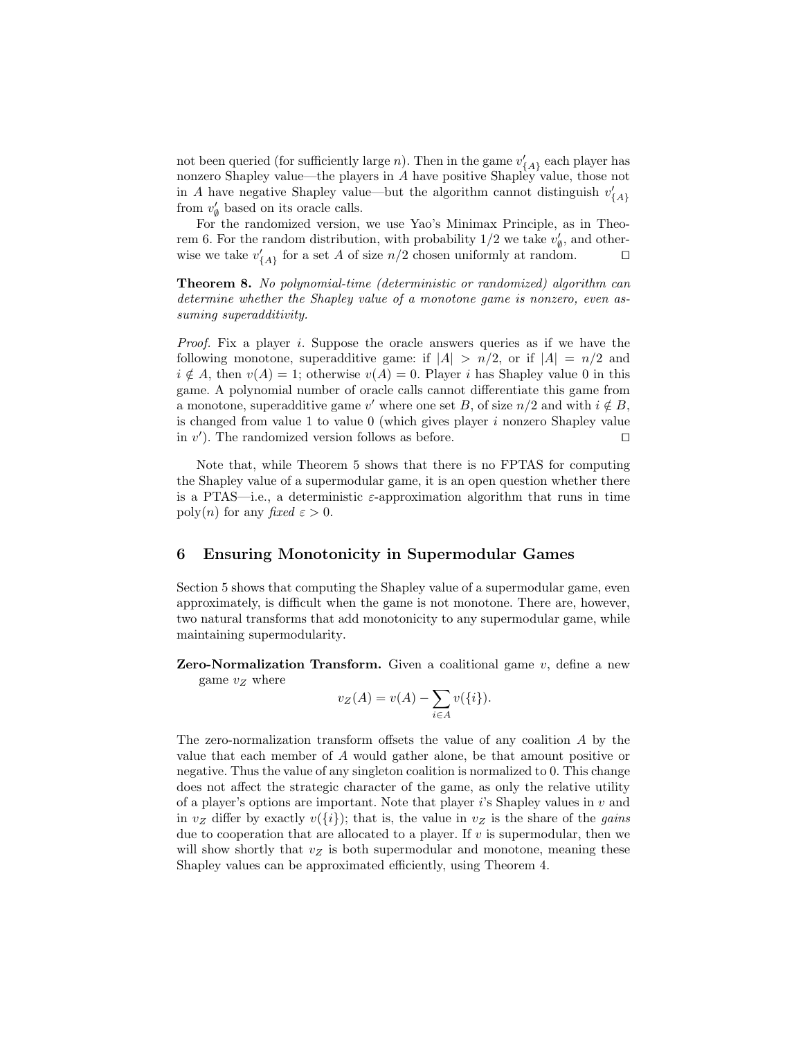not been queried (for sufficiently large $n$). Then in the game $v'_{\{A\}}$ each player has nonzero Shapley value—the players in $A$ have positive Shapley value, those not in $A$ have negative Shapley value—but the algorithm cannot distinguish $v'_{\{A\}}$ from $v'_{\emptyset}$ based on its oracle calls.

For the randomized version, we use Yao's Minimax Principle, as in Theorem 6. For the random distribution, with probability 1/2 we take $v'_{\emptyset}$, and otherwise we take $v'_{\{A\}}$ for a set $A$ of size $n/2$ chosen uniformly at random. ◻

**Theorem 8.** *No polynomial-time (deterministic or randomized) algorithm can determine whether the Shapley value of a monotone game is nonzero, even assuming superadditivity.*

*Proof.* Fix a player $i$. Suppose the oracle answers queries as if we have the following monotone, superadditive game: if $|A| > n/2$, or if $|A| = n/2$ and $i \notin A$, then $v(A) = 1$; otherwise $v(A) = 0$. Player $i$ has Shapley value 0 in this game. A polynomial number of oracle calls cannot differentiate this game from a monotone, superadditive game $v'$ where one set $B$, of size $n/2$ and with $i \notin B$, is changed from value 1 to value 0 (which gives player $i$ nonzero Shapley value in $v'$). The randomized version follows as before. ◻

Note that, while Theorem 5 shows that there is no FPTAS for computing the Shapley value of a supermodular game, it is an open question whether there is a PTAS—i.e., a deterministic $\varepsilon$-approximation algorithm that runs in time poly$(n)$ for any *fixed* $\varepsilon > 0$.

## 6 Ensuring Monotonicity in Supermodular Games

Section 5 shows that computing the Shapley value of a supermodular game, even approximately, is difficult when the game is not monotone. There are, however, two natural transforms that add monotonicity to any supermodular game, while maintaining supermodularity.

**Zero-Normalization Transform.** Given a coalitional game $v$, define a new game $v_Z$ where

$$v_Z(A) = v(A) - \sum_{i \in A} v(\{i\}).$$

The zero-normalization transform offsets the value of any coalition $A$ by the value that each member of $A$ would gather alone, be that amount positive or negative. Thus the value of any singleton coalition is normalized to 0. This change does not affect the strategic character of the game, as only the relative utility of a player's options are important. Note that player $i$'s Shapley values in $v$ and in $v_Z$ differ by exactly $v(\{i\})$; that is, the value in $v_Z$ is the share of the *gains* due to cooperation that are allocated to a player. If $v$ is supermodular, then we will show shortly that $v_Z$ is both supermodular and monotone, meaning these Shapley values can be approximated efficiently, using Theorem 4.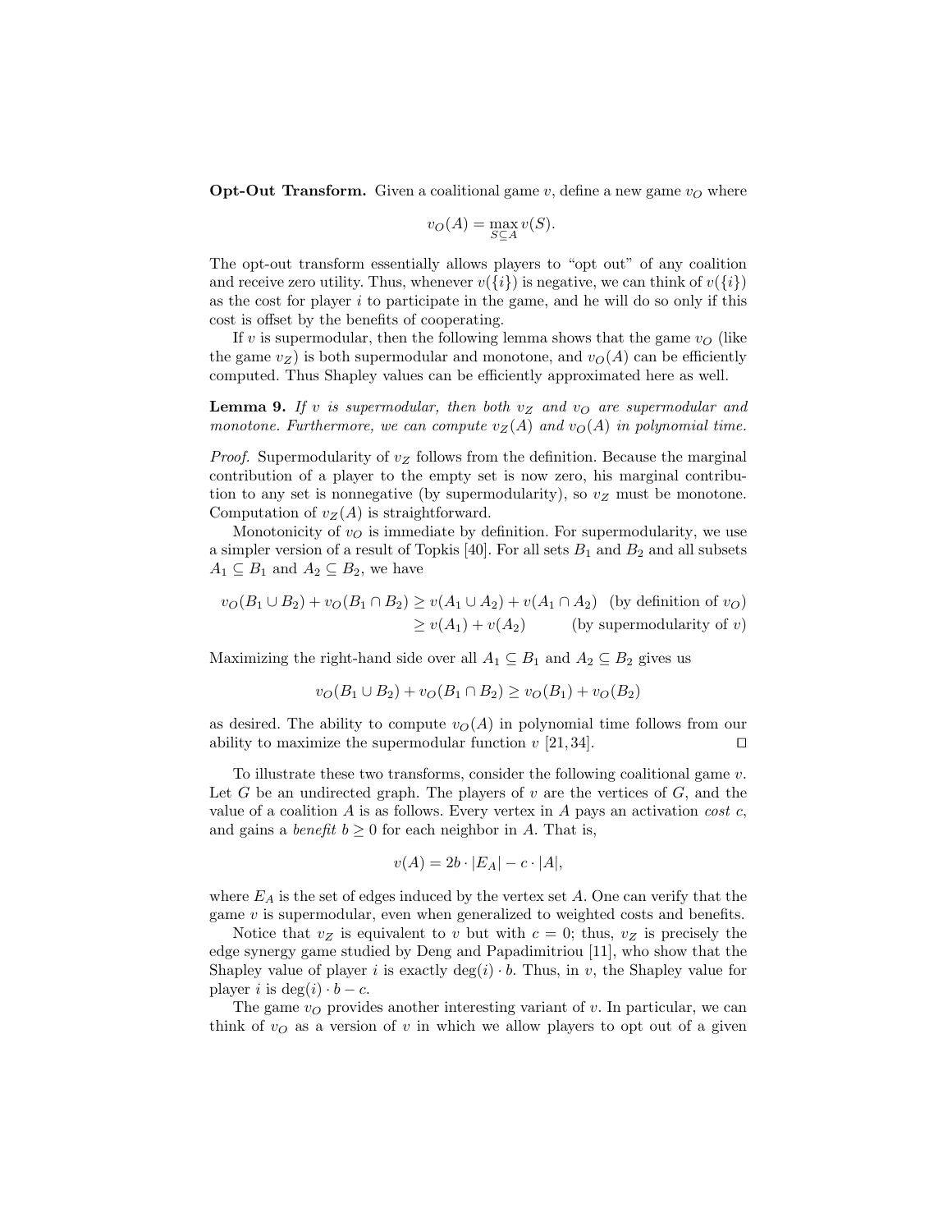**Opt-Out Transform.** Given a coalitional game $v$, define a new game $v_O$ where

$$v_O(A) = \max_{S \subseteq A} v(S).$$

The opt-out transform essentially allows players to "opt out" of any coalition and receive zero utility. Thus, whenever $v(\{i\})$ is negative, we can think of $v(\{i\})$ as the cost for player $i$ to participate in the game, and he will do so only if this cost is offset by the benefits of cooperating.

If $v$ is supermodular, then the following lemma shows that the game $v_O$ (like the game $v_Z$) is both supermodular and monotone, and $v_O(A)$ can be efficiently computed. Thus Shapley values can be efficiently approximated here as well.

**Lemma 9.** *If $v$ is supermodular, then both $v_Z$ and $v_O$ are supermodular and monotone. Furthermore, we can compute $v_Z(A)$ and $v_O(A)$ in polynomial time.*

*Proof.* Supermodularity of $v_Z$ follows from the definition. Because the marginal contribution of a player to the empty set is now zero, his marginal contribution to any set is nonnegative (by supermodularity), so $v_Z$ must be monotone. Computation of $v_Z(A)$ is straightforward.

Monotonicity of $v_O$ is immediate by definition. For supermodularity, we use a simpler version of a result of Topkis [40]. For all sets $B_1$ and $B_2$ and all subsets $A_1 \subseteq B_1$ and $A_2 \subseteq B_2$, we have

$$\begin{aligned} v_O(B_1 \cup B_2) + v_O(B_1 \cap B_2) &\geq v(A_1 \cup A_2) + v(A_1 \cap A_2) \quad \text{(by definition of } v_O\text{)} \\ &\geq v(A_1) + v(A_2) \qquad \text{(by supermodularity of } v\text{)} \end{aligned}$$

Maximizing the right-hand side over all $A_1 \subseteq B_1$ and $A_2 \subseteq B_2$ gives us

$$v_O(B_1 \cup B_2) + v_O(B_1 \cap B_2) \geq v_O(B_1) + v_O(B_2)$$

as desired. The ability to compute $v_O(A)$ in polynomial time follows from our ability to maximize the supermodular function $v$ [21, 34]. ◻

To illustrate these two transforms, consider the following coalitional game $v$. Let $G$ be an undirected graph. The players of $v$ are the vertices of $G$, and the value of a coalition $A$ is as follows. Every vertex in $A$ pays an activation *cost* $c$, and gains a *benefit* $b \geq 0$ for each neighbor in $A$. That is,

$$v(A) = 2b \cdot |E_A| - c \cdot |A|,$$

where $E_A$ is the set of edges induced by the vertex set $A$. One can verify that the game $v$ is supermodular, even when generalized to weighted costs and benefits.

Notice that $v_Z$ is equivalent to $v$ but with $c = 0$; thus, $v_Z$ is precisely the edge synergy game studied by Deng and Papadimitriou [11], who show that the Shapley value of player $i$ is exactly $\deg(i) \cdot b$. Thus, in $v$, the Shapley value for player $i$ is $\deg(i) \cdot b - c$.

The game $v_O$ provides another interesting variant of $v$. In particular, we can think of $v_O$ as a version of $v$ in which we allow players to opt out of a given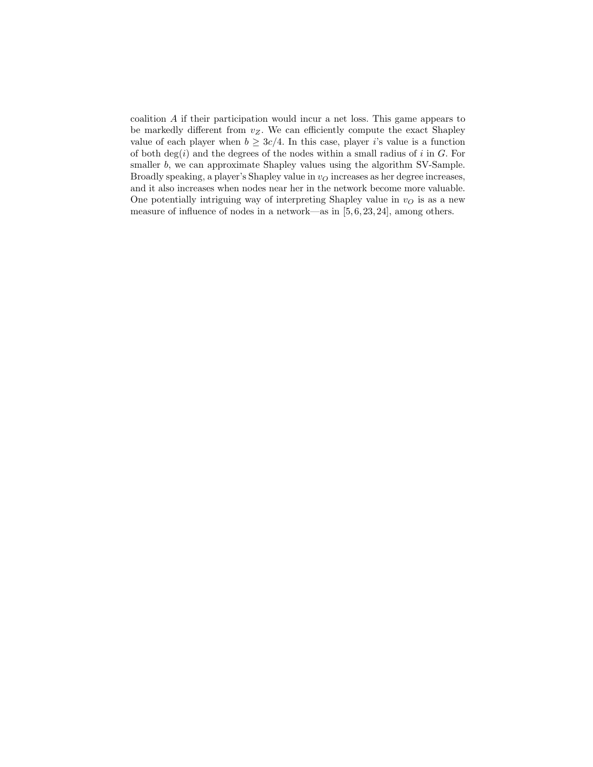coalition $A$ if their participation would incur a net loss. This game appears to be markedly different from $v_Z$. We can efficiently compute the exact Shapley value of each player when $b \geq 3c/4$. In this case, player $i$'s value is a function of both $\deg(i)$ and the degrees of the nodes within a small radius of $i$ in $G$. For smaller $b$, we can approximate Shapley values using the algorithm SV-Sample. Broadly speaking, a player's Shapley value in $v_O$ increases as her degree increases, and it also increases when nodes near her in the network become more valuable. One potentially intriguing way of interpreting Shapley value in $v_O$ is as a new measure of influence of nodes in a network—as in [5, 6, 23, 24], among others.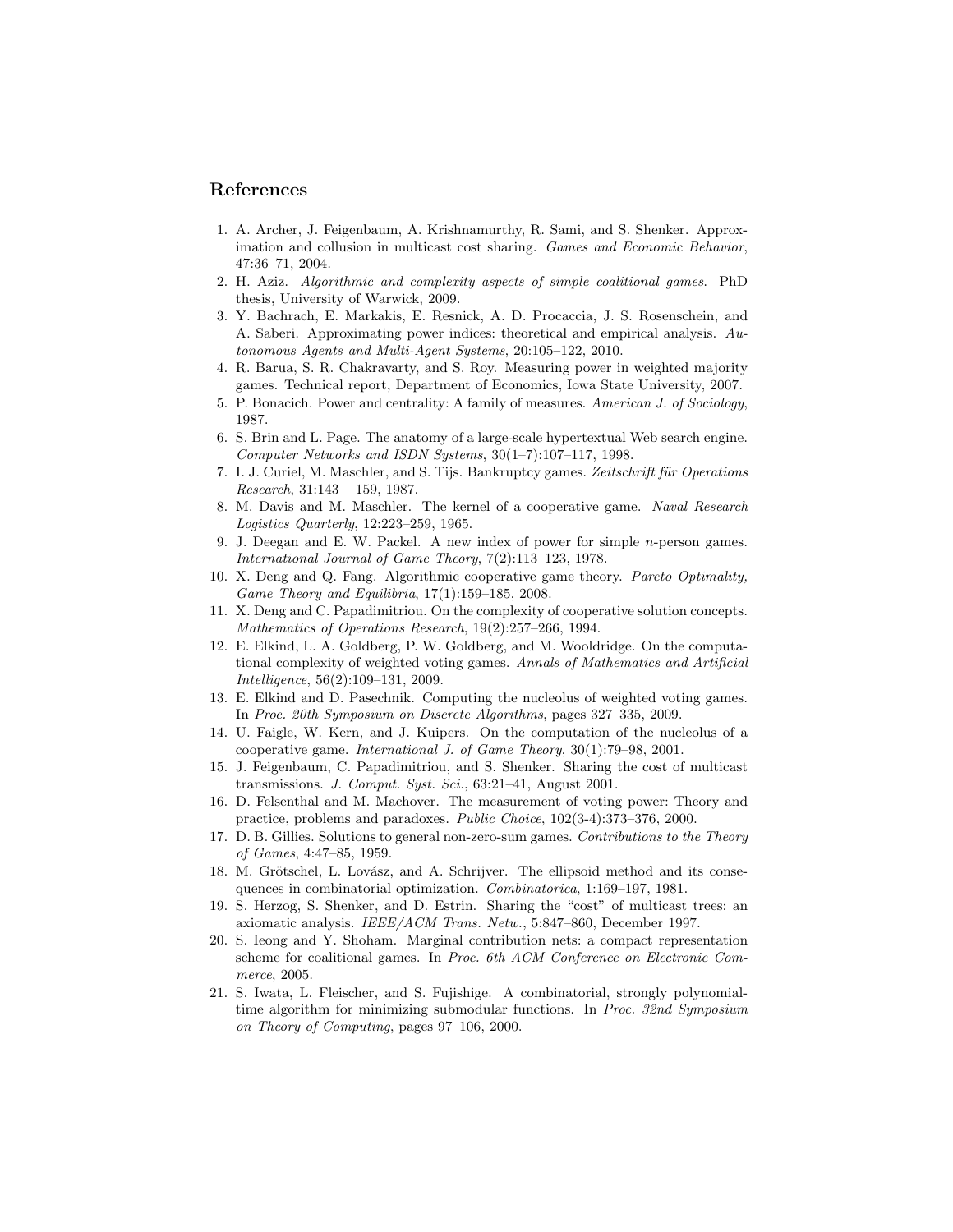## References

1. A. Archer, J. Feigenbaum, A. Krishnamurthy, R. Sami, and S. Shenker. Approximation and collusion in multicast cost sharing. *Games and Economic Behavior*, 47:36–71, 2004.
2. H. Aziz. *Algorithmic and complexity aspects of simple coalitional games*. PhD thesis, University of Warwick, 2009.
3. Y. Bachrach, E. Markakis, E. Resnick, A. D. Procaccia, J. S. Rosenschein, and A. Saberi. Approximating power indices: theoretical and empirical analysis. *Autonomous Agents and Multi-Agent Systems*, 20:105–122, 2010.
4. R. Barua, S. R. Chakravarty, and S. Roy. Measuring power in weighted majority games. Technical report, Department of Economics, Iowa State University, 2007.
5. P. Bonacich. Power and centrality: A family of measures. *American J. of Sociology*, 1987.
6. S. Brin and L. Page. The anatomy of a large-scale hypertextual Web search engine. *Computer Networks and ISDN Systems*, 30(1–7):107–117, 1998.
7. I. J. Curiel, M. Maschler, and S. Tijs. Bankruptcy games. *Zeitschrift für Operations Research*, 31:143 – 159, 1987.
8. M. Davis and M. Maschler. The kernel of a cooperative game. *Naval Research Logistics Quarterly*, 12:223–259, 1965.
9. J. Deegan and E. W. Packel. A new index of power for simple $n$-person games. *International Journal of Game Theory*, 7(2):113–123, 1978.
10. X. Deng and Q. Fang. Algorithmic cooperative game theory. *Pareto Optimality, Game Theory and Equilibria*, 17(1):159–185, 2008.
11. X. Deng and C. Papadimitriou. On the complexity of cooperative solution concepts. *Mathematics of Operations Research*, 19(2):257–266, 1994.
12. E. Elkind, L. A. Goldberg, P. W. Goldberg, and M. Wooldridge. On the computational complexity of weighted voting games. *Annals of Mathematics and Artificial Intelligence*, 56(2):109–131, 2009.
13. E. Elkind and D. Pasechnik. Computing the nucleolus of weighted voting games. In *Proc. 20th Symposium on Discrete Algorithms*, pages 327–335, 2009.
14. U. Faigle, W. Kern, and J. Kuipers. On the computation of the nucleolus of a cooperative game. *International J. of Game Theory*, 30(1):79–98, 2001.
15. J. Feigenbaum, C. Papadimitriou, and S. Shenker. Sharing the cost of multicast transmissions. *J. Comput. Syst. Sci.*, 63:21–41, August 2001.
16. D. Felsenthal and M. Machover. The measurement of voting power: Theory and practice, problems and paradoxes. *Public Choice*, 102(3-4):373–376, 2000.
17. D. B. Gillies. Solutions to general non-zero-sum games. *Contributions to the Theory of Games*, 4:47–85, 1959.
18. M. Grötschel, L. Lovász, and A. Schrijver. The ellipsoid method and its consequences in combinatorial optimization. *Combinatorica*, 1:169–197, 1981.
19. S. Herzog, S. Shenker, and D. Estrin. Sharing the "cost" of multicast trees: an axiomatic analysis. *IEEE/ACM Trans. Netw.*, 5:847–860, December 1997.
20. S. Ieong and Y. Shoham. Marginal contribution nets: a compact representation scheme for coalitional games. In *Proc. 6th ACM Conference on Electronic Commerce*, 2005.
21. S. Iwata, L. Fleischer, and S. Fujishige. A combinatorial, strongly polynomial-time algorithm for minimizing submodular functions. In *Proc. 32nd Symposium on Theory of Computing*, pages 97–106, 2000.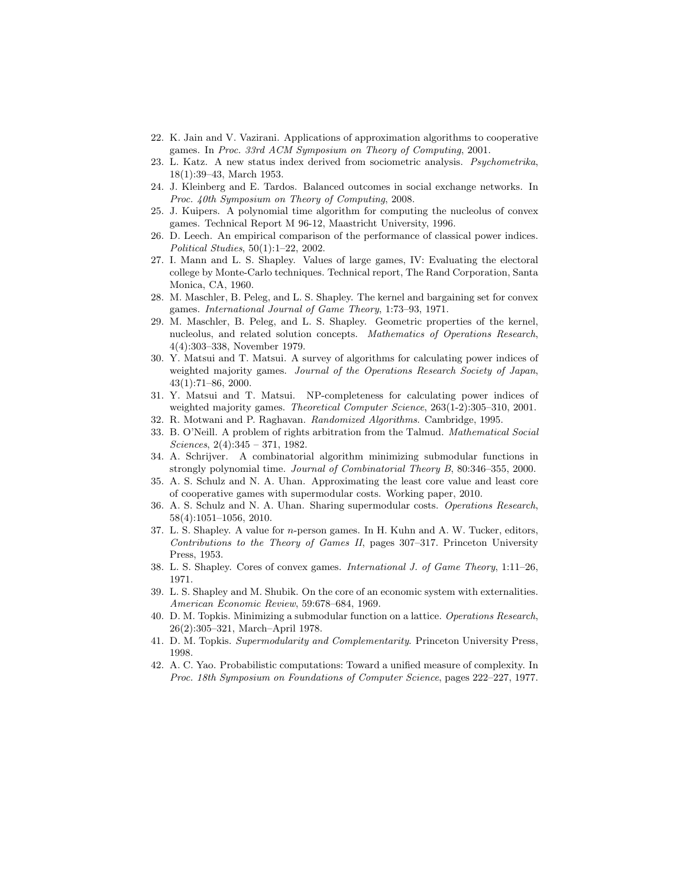22. K. Jain and V. Vazirani. Applications of approximation algorithms to cooperative games. In *Proc. 33rd ACM Symposium on Theory of Computing*, 2001.
23. L. Katz. A new status index derived from sociometric analysis. *Psychometrika*, 18(1):39–43, March 1953.
24. J. Kleinberg and E. Tardos. Balanced outcomes in social exchange networks. In *Proc. 40th Symposium on Theory of Computing*, 2008.
25. J. Kuipers. A polynomial time algorithm for computing the nucleolus of convex games. Technical Report M 96-12, Maastricht University, 1996.
26. D. Leech. An empirical comparison of the performance of classical power indices. *Political Studies*, 50(1):1–22, 2002.
27. I. Mann and L. S. Shapley. Values of large games, IV: Evaluating the electoral college by Monte-Carlo techniques. Technical report, The Rand Corporation, Santa Monica, CA, 1960.
28. M. Maschler, B. Peleg, and L. S. Shapley. The kernel and bargaining set for convex games. *International Journal of Game Theory*, 1:73–93, 1971.
29. M. Maschler, B. Peleg, and L. S. Shapley. Geometric properties of the kernel, nucleolus, and related solution concepts. *Mathematics of Operations Research*, 4(4):303–338, November 1979.
30. Y. Matsui and T. Matsui. A survey of algorithms for calculating power indices of weighted majority games. *Journal of the Operations Research Society of Japan*, 43(1):71–86, 2000.
31. Y. Matsui and T. Matsui. NP-completeness for calculating power indices of weighted majority games. *Theoretical Computer Science*, 263(1-2):305–310, 2001.
32. R. Motwani and P. Raghavan. *Randomized Algorithms*. Cambridge, 1995.
33. B. O'Neill. A problem of rights arbitration from the Talmud. *Mathematical Social Sciences*, 2(4):345 – 371, 1982.
34. A. Schrijver. A combinatorial algorithm minimizing submodular functions in strongly polynomial time. *Journal of Combinatorial Theory B*, 80:346–355, 2000.
35. A. S. Schulz and N. A. Uhan. Approximating the least core value and least core of cooperative games with supermodular costs. Working paper, 2010.
36. A. S. Schulz and N. A. Uhan. Sharing supermodular costs. *Operations Research*, 58(4):1051–1056, 2010.
37. L. S. Shapley. A value for $n$-person games. In H. Kuhn and A. W. Tucker, editors, *Contributions to the Theory of Games II*, pages 307–317. Princeton University Press, 1953.
38. L. S. Shapley. Cores of convex games. *International J. of Game Theory*, 1:11–26, 1971.
39. L. S. Shapley and M. Shubik. On the core of an economic system with externalities. *American Economic Review*, 59:678–684, 1969.
40. D. M. Topkis. Minimizing a submodular function on a lattice. *Operations Research*, 26(2):305–321, March–April 1978.
41. D. M. Topkis. *Supermodularity and Complementarity*. Princeton University Press, 1998.
42. A. C. Yao. Probabilistic computations: Toward a unified measure of complexity. In *Proc. 18th Symposium on Foundations of Computer Science*, pages 222–227, 1977.